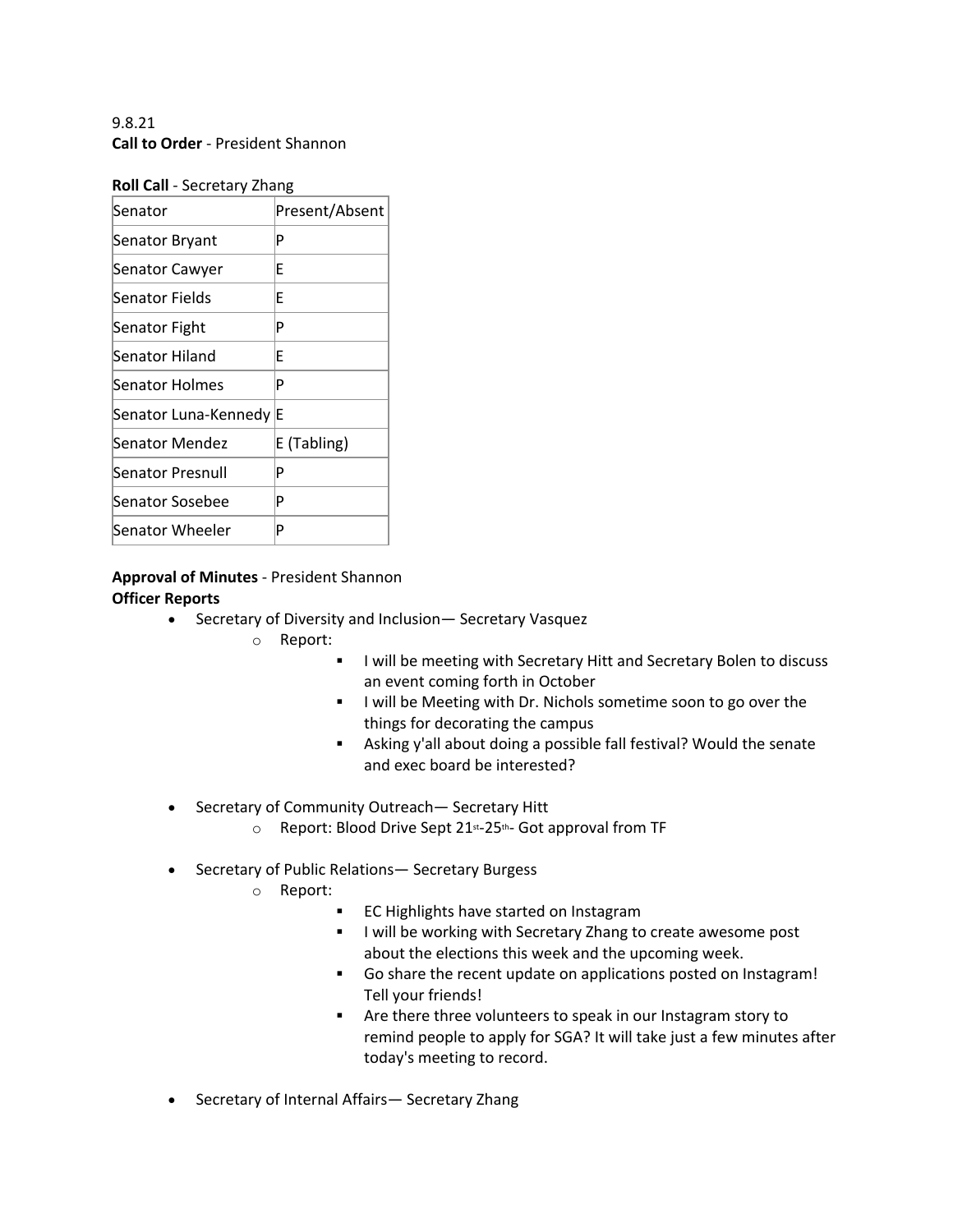9.8.21

**Call to Order** - President Shannon

**Roll Call** - Secretary Zhang

| Senator | Present/Absent |
| --- | --- |
| Senator Bryant | P |
| Senator Cawyer | E |
| Senator Fields | E |
| Senator Fight | P |
| Senator Hiland | E |
| Senator Holmes | P |
| Senator Luna-Kennedy | E |
| Senator Mendez | E (Tabling) |
| Senator Presnull | P |
| Senator Sosebee | P |
| Senator Wheeler | P |

**Approval of Minutes** - President Shannon

**Officer Reports**

- Secretary of Diversity and Inclusion— Secretary Vasquez
  - Report:
    - I will be meeting with Secretary Hitt and Secretary Bolen to discuss an event coming forth in October
    - I will be Meeting with Dr. Nichols sometime soon to go over the things for decorating the campus
    - Asking y'all about doing a possible fall festival? Would the senate and exec board be interested?
- Secretary of Community Outreach— Secretary Hitt
  - Report: Blood Drive Sept 21st-25th- Got approval from TF
- Secretary of Public Relations— Secretary Burgess
  - Report:
    - EC Highlights have started on Instagram
    - I will be working with Secretary Zhang to create awesome post about the elections this week and the upcoming week.
    - Go share the recent update on applications posted on Instagram! Tell your friends!
    - Are there three volunteers to speak in our Instagram story to remind people to apply for SGA? It will take just a few minutes after today's meeting to record.
- Secretary of Internal Affairs— Secretary Zhang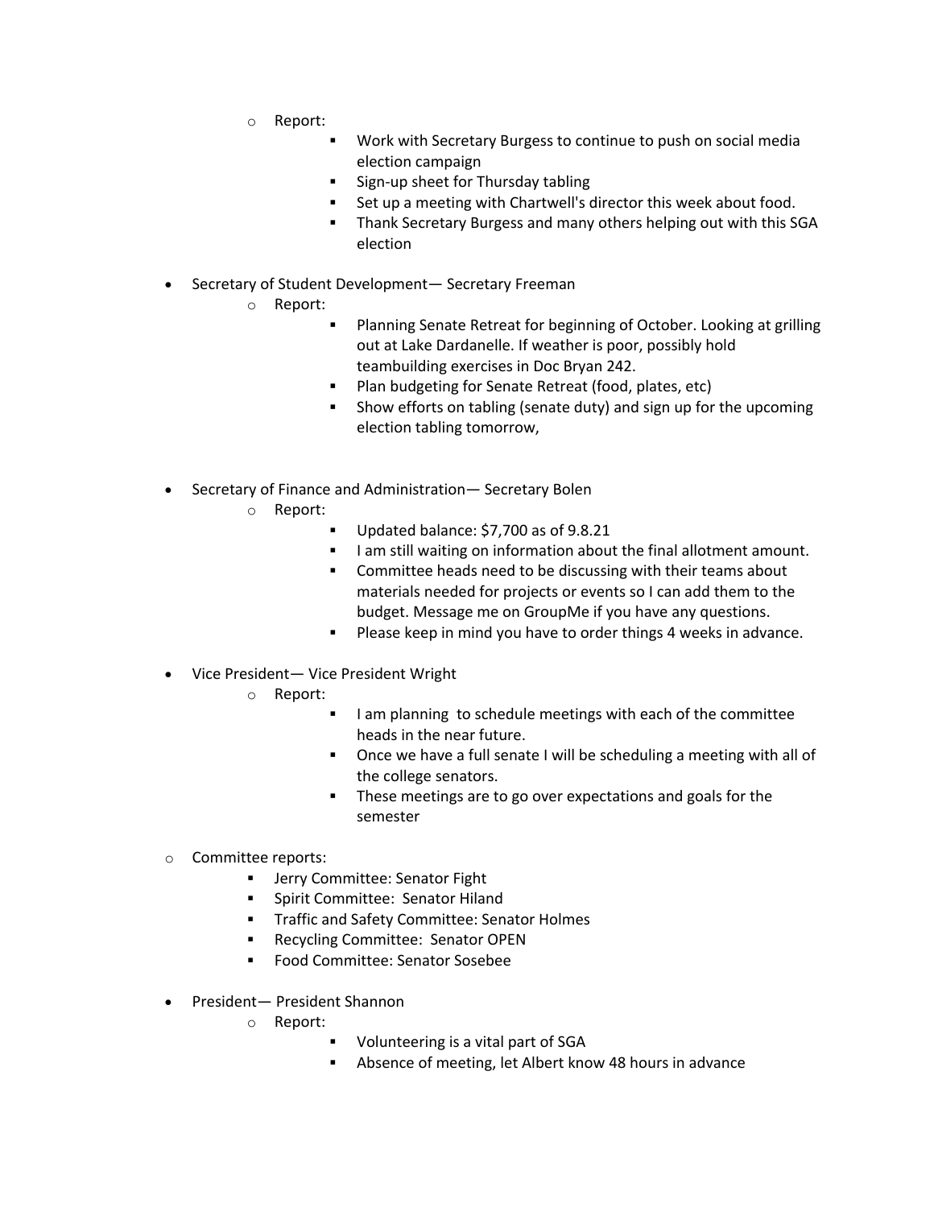- Report:
    - Work with Secretary Burgess to continue to push on social media election campaign
    - Sign-up sheet for Thursday tabling
    - Set up a meeting with Chartwell's director this week about food.
    - Thank Secretary Burgess and many others helping out with this SGA election

- Secretary of Student Development— Secretary Freeman
    - Report:
        - Planning Senate Retreat for beginning of October. Looking at grilling out at Lake Dardanelle. If weather is poor, possibly hold teambuilding exercises in Doc Bryan 242.
        - Plan budgeting for Senate Retreat (food, plates, etc)
        - Show efforts on tabling (senate duty) and sign up for the upcoming election tabling tomorrow,

- Secretary of Finance and Administration— Secretary Bolen
    - Report:
        - Updated balance: $7,700 as of 9.8.21
        - I am still waiting on information about the final allotment amount.
        - Committee heads need to be discussing with their teams about materials needed for projects or events so I can add them to the budget. Message me on GroupMe if you have any questions.
        - Please keep in mind you have to order things 4 weeks in advance.

- Vice President— Vice President Wright
    - Report:
        - I am planning to schedule meetings with each of the committee heads in the near future.
        - Once we have a full senate I will be scheduling a meeting with all of the college senators.
        - These meetings are to go over expectations and goals for the semester

- Committee reports:
    - Jerry Committee: Senator Fight
    - Spirit Committee: Senator Hiland
    - Traffic and Safety Committee: Senator Holmes
    - Recycling Committee: Senator OPEN
    - Food Committee: Senator Sosebee

- President— President Shannon
    - Report:
        - Volunteering is a vital part of SGA
        - Absence of meeting, let Albert know 48 hours in advance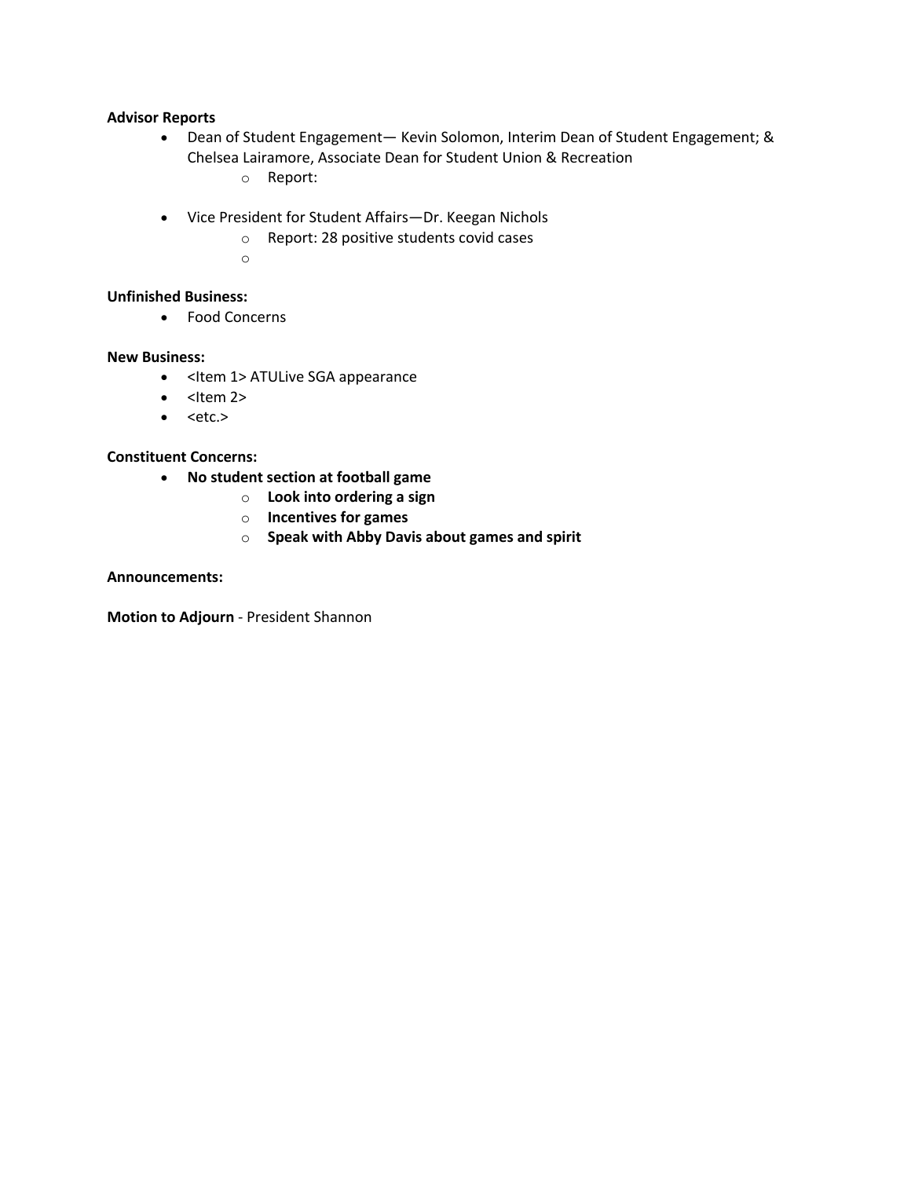**Advisor Reports**

- Dean of Student Engagement— Kevin Solomon, Interim Dean of Student Engagement; & Chelsea Lairamore, Associate Dean for Student Union & Recreation
    - Report:
- Vice President for Student Affairs—Dr. Keegan Nichols
    - Report: 28 positive students covid cases
    -

**Unfinished Business:**

- Food Concerns

**New Business:**

- <Item 1> ATULive SGA appearance
- <Item 2>
- <etc.>

**Constituent Concerns:**

- **No student section at football game**
    - **Look into ordering a sign**
    - **Incentives for games**
    - **Speak with Abby Davis about games and spirit**

**Announcements:**

**Motion to Adjourn** - President Shannon